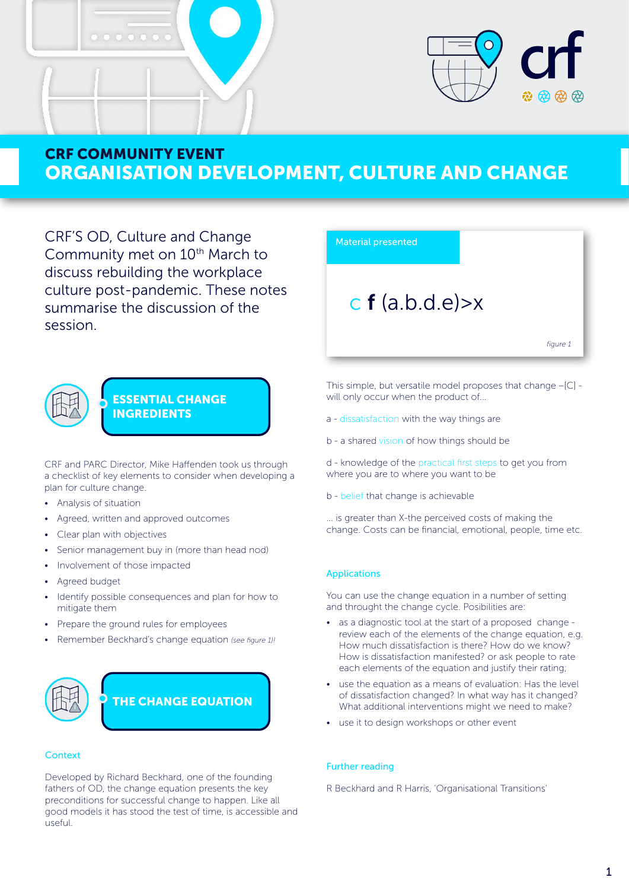# CRF COMMUNITY EVENT

# ORGANISATION DEVELOPMENT, CULTURE AND CHANGE

CRF'S OD, Culture and Change Community met on 10th March to discuss rebuilding the workplace culture post-pandemic. These notes summarise the discussion of the session.

## ESSENTIAL CHANGE INGREDIENTS

CRF and PARC Director, Mike Haffenden took us through a checklist of key elements to consider when developing a plan for culture change.

- Analysis of situation
- Agreed, written and approved outcomes
- Clear plan with objectives
- Senior management buy in (more than head nod)
- Involvement of those impacted
- Agreed budget
- Identify possible consequences and plan for how to mitigate them
- Prepare the ground rules for employees
- Remember Beckhard's change equation *(see figure 1)!*

## THE CHANGE EQUATION

### Context

Developed by Richard Beckhard, one of the founding fathers of OD, the change equation presents the key preconditions for successful change to happen. Like all good models it has stood the test of time, is accessible and useful.

**Material presented**

c **f** (a.b.d.e)>x

*figure 1*

This simple, but versatile model proposes that change –[C] - will only occur when the product of...

a - dissatisfaction with the way things are

b - a shared vision of how things should be

d - knowledge of the practical first steps to get you from where you are to where you want to be

b - belief that change is achievable

... is greater than X-the perceived costs of making the change. Costs can be financial, emotional, people, time etc.

### Applications

You can use the change equation in a number of setting and throught the change cycle. Posibilities are:

- as a diagnostic tool at the start of a proposed change - review each of the elements of the change equation, e.g. How much dissatisfaction is there? How do we know? How is dissatisfaction manifested? or ask people to rate each elements of the equation and justify their rating;
- use the equation as a means of evaluation: Has the level of dissatisfaction changed? In what way has it changed? What additional interventions might we need to make?
- use it to design workshops or other event

### Further reading

R Beckhard and R Harris, 'Organisational Transitions'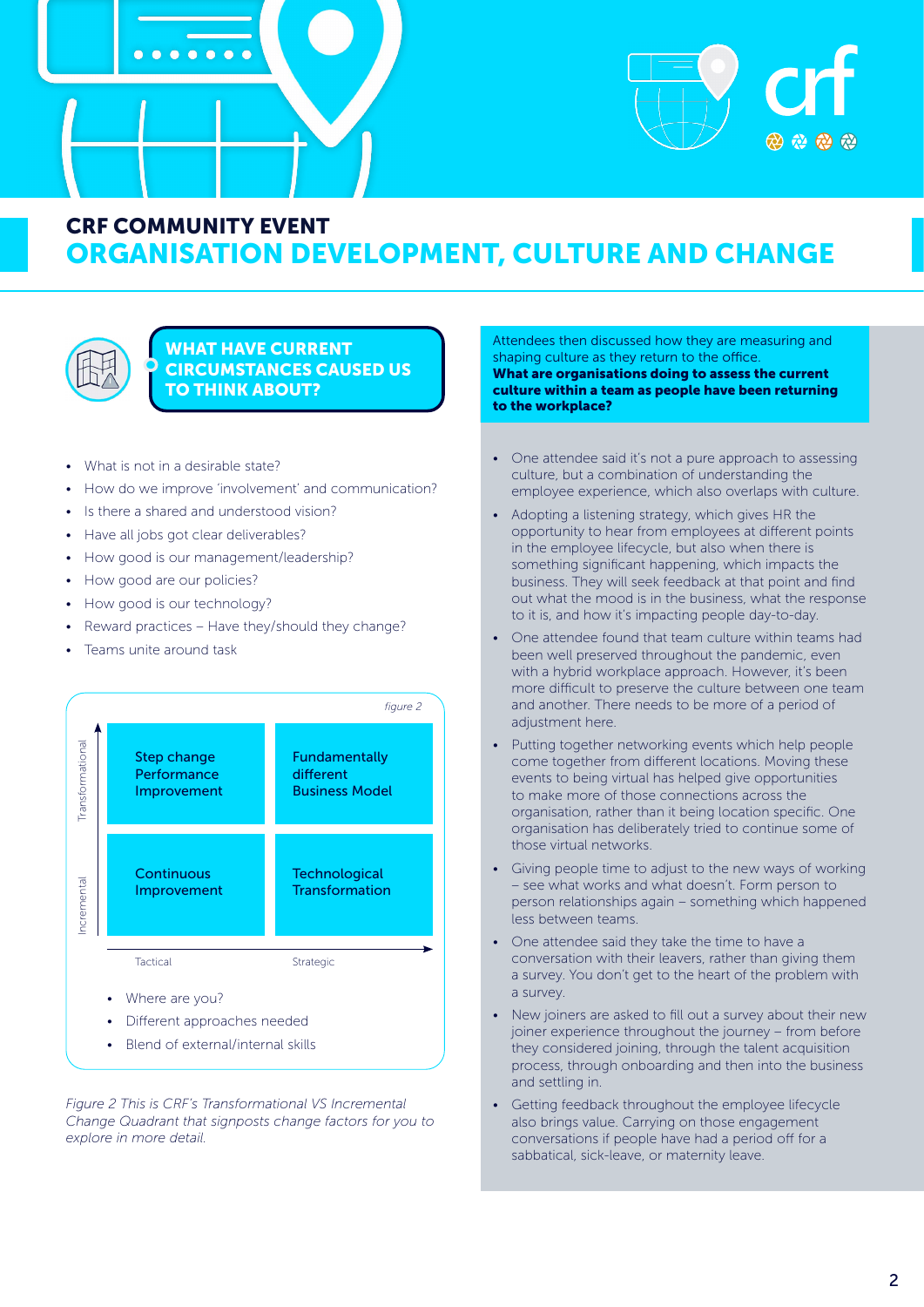# CRF COMMUNITY EVENT
# ORGANISATION DEVELOPMENT, CULTURE AND CHANGE

## WHAT HAVE CURRENT CIRCUMSTANCES CAUSED US TO THINK ABOUT?

- What is not in a desirable state?
- How do we improve 'involvement' and communication?
- Is there a shared and understood vision?
- Have all jobs got clear deliverables?
- How good is our management/leadership?
- How good are our policies?
- How good is our technology?
- Reward practices – Have they/should they change?
- Teams unite around task

*figure 2*

| | Tactical | Strategic |
|---|---|---|
| Transformational | Step change Performance Improvement | Fundamentally different Business Model |
| Incremental | Continuous Improvement | Technological Transformation |

- Where are you?
- Different approaches needed
- Blend of external/internal skills

*Figure 2 This is CRF's Transformational VS Incremental Change Quadrant that signposts change factors for you to explore in more detail.*

Attendees then discussed how they are measuring and shaping culture as they return to the office.
**What are organisations doing to assess the current culture within a team as people have been returning to the workplace?**

- One attendee said it's not a pure approach to assessing culture, but a combination of understanding the employee experience, which also overlaps with culture.
- Adopting a listening strategy, which gives HR the opportunity to hear from employees at different points in the employee lifecycle, but also when there is something significant happening, which impacts the business. They will seek feedback at that point and find out what the mood is in the business, what the response to it is, and how it's impacting people day-to-day.
- One attendee found that team culture within teams had been well preserved throughout the pandemic, even with a hybrid workplace approach. However, it's been more difficult to preserve the culture between one team and another. There needs to be more of a period of adjustment here.
- Putting together networking events which help people come together from different locations. Moving these events to being virtual has helped give opportunities to make more of those connections across the organisation, rather than it being location specific. One organisation has deliberately tried to continue some of those virtual networks.
- Giving people time to adjust to the new ways of working – see what works and what doesn't. Form person to person relationships again – something which happened less between teams.
- One attendee said they take the time to have a conversation with their leavers, rather than giving them a survey. You don't get to the heart of the problem with a survey.
- New joiners are asked to fill out a survey about their new joiner experience throughout the journey – from before they considered joining, through the talent acquisition process, through onboarding and then into the business and settling in.
- Getting feedback throughout the employee lifecycle also brings value. Carrying on those engagement conversations if people have had a period off for a sabbatical, sick-leave, or maternity leave.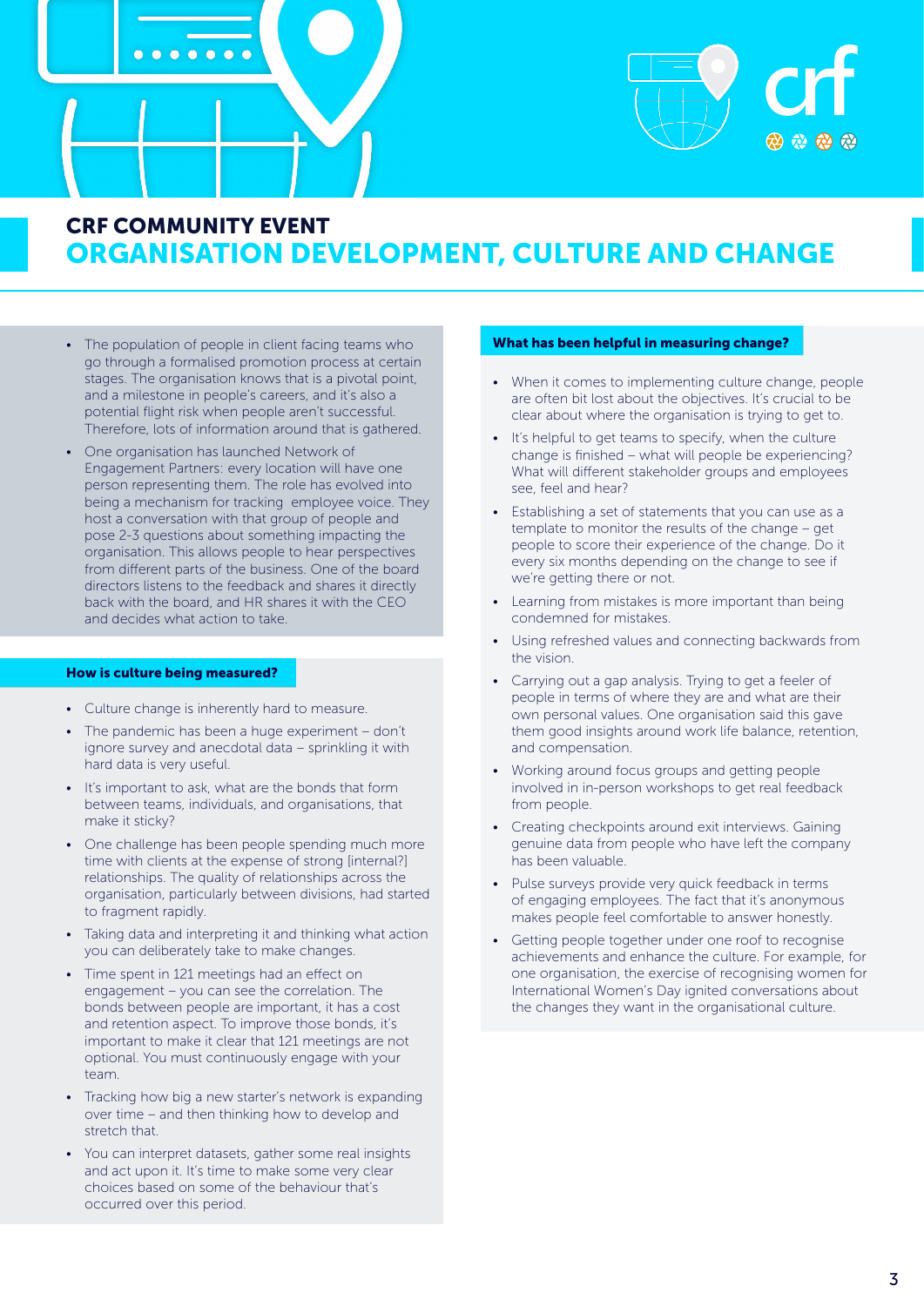# CRF COMMUNITY EVENT
## ORGANISATION DEVELOPMENT, CULTURE AND CHANGE

- The population of people in client facing teams who go through a formalised promotion process at certain stages. The organisation knows that is a pivotal point, and a milestone in people's careers, and it's also a potential flight risk when people aren't successful. Therefore, lots of information around that is gathered.
- One organisation has launched Network of Engagement Partners: every location will have one person representing them. The role has evolved into being a mechanism for tracking employee voice. They host a conversation with that group of people and pose 2-3 questions about something impacting the organisation. This allows people to hear perspectives from different parts of the business. One of the board directors listens to the feedback and shares it directly back with the board, and HR shares it with the CEO and decides what action to take.

### How is culture being measured?

- Culture change is inherently hard to measure.
- The pandemic has been a huge experiment – don't ignore survey and anecdotal data – sprinkling it with hard data is very useful.
- It's important to ask, what are the bonds that form between teams, individuals, and organisations, that make it sticky?
- One challenge has been people spending much more time with clients at the expense of strong [internal?] relationships. The quality of relationships across the organisation, particularly between divisions, had started to fragment rapidly.
- Taking data and interpreting it and thinking what action you can deliberately take to make changes.
- Time spent in 121 meetings had an effect on engagement – you can see the correlation. The bonds between people are important, it has a cost and retention aspect. To improve those bonds, it's important to make it clear that 121 meetings are not optional. You must continuously engage with your team.
- Tracking how big a new starter's network is expanding over time – and then thinking how to develop and stretch that.
- You can interpret datasets, gather some real insights and act upon it. It's time to make some very clear choices based on some of the behaviour that's occurred over this period.

### What has been helpful in measuring change?

- When it comes to implementing culture change, people are often bit lost about the objectives. It's crucial to be clear about where the organisation is trying to get to.
- It's helpful to get teams to specify, when the culture change is finished – what will people be experiencing? What will different stakeholder groups and employees see, feel and hear?
- Establishing a set of statements that you can use as a template to monitor the results of the change – get people to score their experience of the change. Do it every six months depending on the change to see if we're getting there or not.
- Learning from mistakes is more important than being condemned for mistakes.
- Using refreshed values and connecting backwards from the vision.
- Carrying out a gap analysis. Trying to get a feeler of people in terms of where they are and what are their own personal values. One organisation said this gave them good insights around work life balance, retention, and compensation.
- Working around focus groups and getting people involved in in-person workshops to get real feedback from people.
- Creating checkpoints around exit interviews. Gaining genuine data from people who have left the company has been valuable.
- Pulse surveys provide very quick feedback in terms of engaging employees. The fact that it's anonymous makes people feel comfortable to answer honestly.
- Getting people together under one roof to recognise achievements and enhance the culture. For example, for one organisation, the exercise of recognising women for International Women's Day ignited conversations about the changes they want in the organisational culture.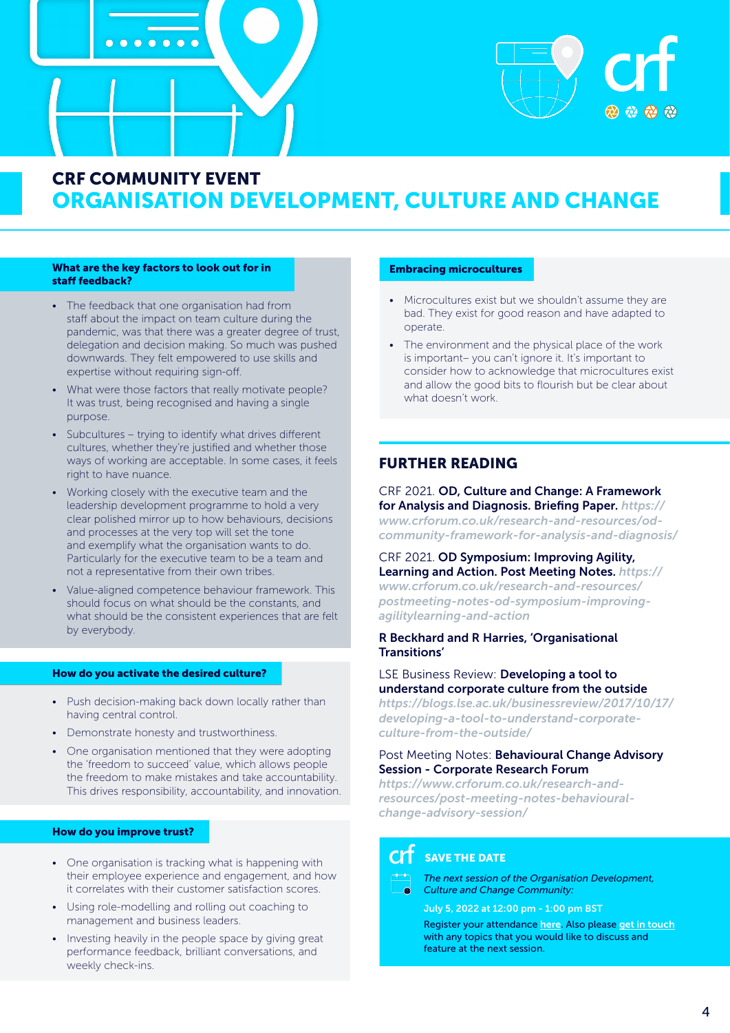## CRF COMMUNITY EVENT

# ORGANISATION DEVELOPMENT, CULTURE AND CHANGE

### What are the key factors to look out for in staff feedback?

- The feedback that one organisation had from staff about the impact on team culture during the pandemic, was that there was a greater degree of trust, delegation and decision making. So much was pushed downwards. They felt empowered to use skills and expertise without requiring sign-off.
- What were those factors that really motivate people? It was trust, being recognised and having a single purpose.
- Subcultures – trying to identify what drives different cultures, whether they're justified and whether those ways of working are acceptable. In some cases, it feels right to have nuance.
- Working closely with the executive team and the leadership development programme to hold a very clear polished mirror up to how behaviours, decisions and processes at the very top will set the tone and exemplify what the organisation wants to do. Particularly for the executive team to be a team and not a representative from their own tribes.
- Value-aligned competence behaviour framework. This should focus on what should be the constants, and what should be the consistent experiences that are felt by everybody.

### How do you activate the desired culture?

- Push decision-making back down locally rather than having central control.
- Demonstrate honesty and trustworthiness.
- One organisation mentioned that they were adopting the 'freedom to succeed' value, which allows people the freedom to make mistakes and take accountability. This drives responsibility, accountability, and innovation.

### How do you improve trust?

- One organisation is tracking what is happening with their employee experience and engagement, and how it correlates with their customer satisfaction scores.
- Using role-modelling and rolling out coaching to management and business leaders.
- Investing heavily in the people space by giving great performance feedback, brilliant conversations, and weekly check-ins.

### Embracing microcultures

- Microcultures exist but we shouldn't assume they are bad. They exist for good reason and have adapted to operate.
- The environment and the physical place of the work is important– you can't ignore it. It's important to consider how to acknowledge that microcultures exist and allow the good bits to flourish but be clear about what doesn't work.

## FURTHER READING

CRF 2021. **OD, Culture and Change: A Framework for Analysis and Diagnosis. Briefing Paper.** *https://www.crforum.co.uk/research-and-resources/od-community-framework-for-analysis-and-diagnosis/*

CRF 2021. **OD Symposium: Improving Agility, Learning and Action. Post Meeting Notes.** *https://www.crforum.co.uk/research-and-resources/postmeeting-notes-od-symposium-improving-agilitylearning-and-action*

**R Beckhard and R Harries, 'Organisational Transitions'**

LSE Business Review: **Developing a tool to understand corporate culture from the outside** *https://blogs.lse.ac.uk/businessreview/2017/10/17/developing-a-tool-to-understand-corporate-culture-from-the-outside/*

Post Meeting Notes: **Behavioural Change Advisory Session - Corporate Research Forum** *https://www.crforum.co.uk/research-and-resources/post-meeting-notes-behavioural-change-advisory-session/*

### SAVE THE DATE

*The next session of the Organisation Development, Culture and Change Community:*

**July 5, 2022 at 12:00 pm - 1:00 pm BST**

Register your attendance here. Also please get in touch with any topics that you would like to discuss and feature at the next session.